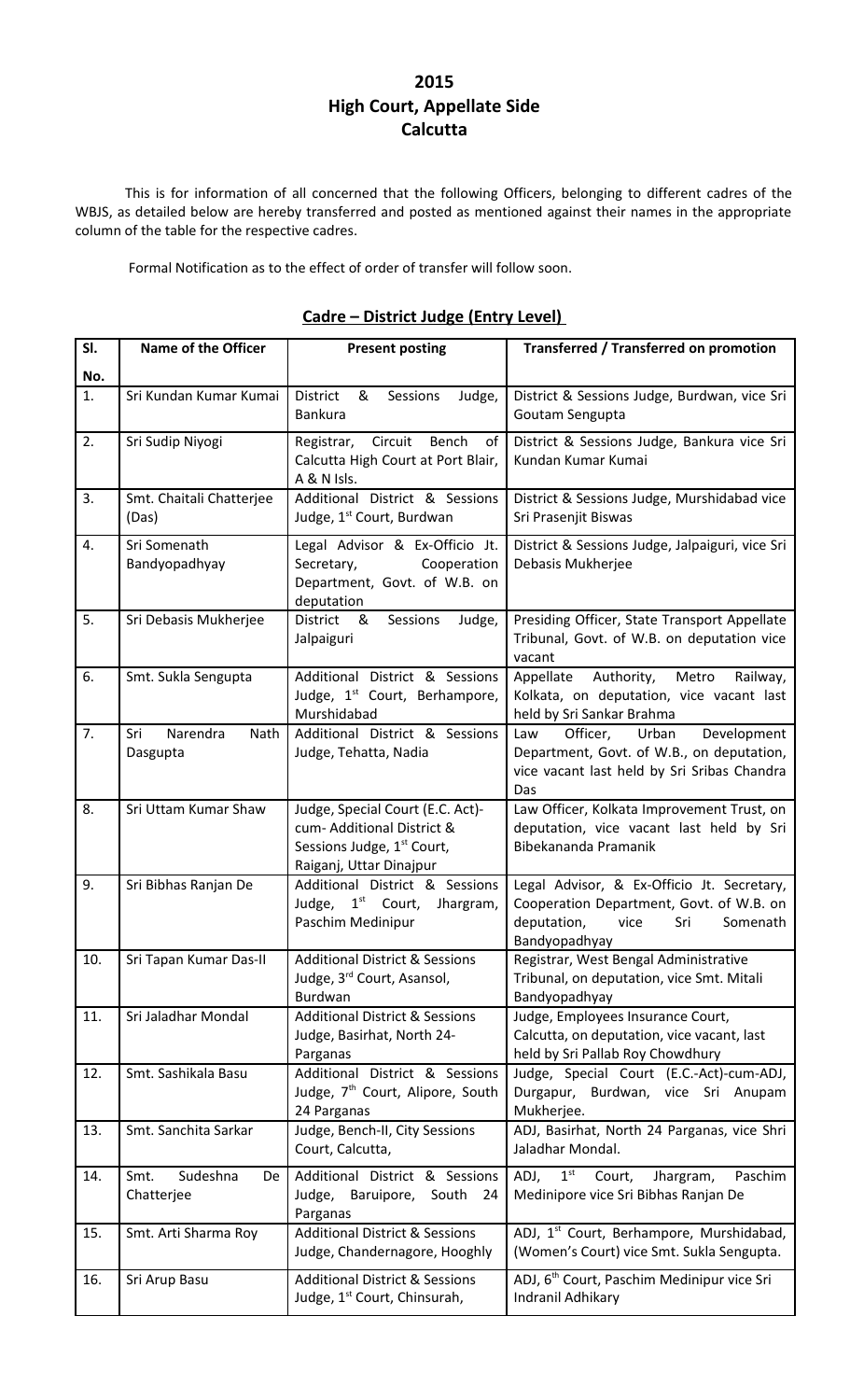# 2015
# High Court, Appellate Side
# Calcutta

This is for information of all concerned that the following Officers, belonging to different cadres of the WBJS, as detailed below are hereby transferred and posted as mentioned against their names in the appropriate column of the table for the respective cadres.

Formal Notification as to the effect of order of transfer will follow soon.

## Cadre – District Judge (Entry Level)

| Sl. No. | Name of the Officer | Present posting | Transferred / Transferred on promotion |
|---|---|---|---|
| 1. | Sri Kundan Kumar Kumai | District & Sessions Judge, Bankura | District & Sessions Judge, Burdwan, vice Sri Goutam Sengupta |
| 2. | Sri Sudip Niyogi | Registrar, Circuit Bench of Calcutta High Court at Port Blair, A & N Isls. | District & Sessions Judge, Bankura vice Sri Kundan Kumar Kumai |
| 3. | Smt. Chaitali Chatterjee (Das) | Additional District & Sessions Judge, 1st Court, Burdwan | District & Sessions Judge, Murshidabad vice Sri Prasenjit Biswas |
| 4. | Sri Somenath Bandyopadhyay | Legal Advisor & Ex-Officio Jt. Secretary, Cooperation Department, Govt. of W.B. on deputation | District & Sessions Judge, Jalpaiguri, vice Sri Debasis Mukherjee |
| 5. | Sri Debasis Mukherjee | District & Sessions Judge, Jalpaiguri | Presiding Officer, State Transport Appellate Tribunal, Govt. of W.B. on deputation vice vacant |
| 6. | Smt. Sukla Sengupta | Additional District & Sessions Judge, 1st Court, Berhampore, Murshidabad | Appellate Authority, Metro Railway, Kolkata, on deputation, vice vacant last held by Sri Sankar Brahma |
| 7. | Sri Narendra Nath Dasgupta | Additional District & Sessions Judge, Tehatta, Nadia | Law Officer, Urban Development Department, Govt. of W.B., on deputation, vice vacant last held by Sri Sribas Chandra Das |
| 8. | Sri Uttam Kumar Shaw | Judge, Special Court (E.C. Act)-cum- Additional District & Sessions Judge, 1st Court, Raiganj, Uttar Dinajpur | Law Officer, Kolkata Improvement Trust, on deputation, vice vacant last held by Sri Bibekananda Pramanik |
| 9. | Sri Bibhas Ranjan De | Additional District & Sessions Judge, 1st Court, Jhargram, Paschim Medinipur | Legal Advisor, & Ex-Officio Jt. Secretary, Cooperation Department, Govt. of W.B. on deputation, vice Sri Somenath Bandyopadhyay |
| 10. | Sri Tapan Kumar Das-II | Additional District & Sessions Judge, 3rd Court, Asansol, Burdwan | Registrar, West Bengal Administrative Tribunal, on deputation, vice Smt. Mitali Bandyopadhyay |
| 11. | Sri Jaladhar Mondal | Additional District & Sessions Judge, Basirhat, North 24-Parganas | Judge, Employees Insurance Court, Calcutta, on deputation, vice vacant, last held by Sri Pallab Roy Chowdhury |
| 12. | Smt. Sashikala Basu | Additional District & Sessions Judge, 7th Court, Alipore, South 24 Parganas | Judge, Special Court (E.C.-Act)-cum-ADJ, Durgapur, Burdwan, vice Sri Anupam Mukherjee. |
| 13. | Smt. Sanchita Sarkar | Judge, Bench-II, City Sessions Court, Calcutta, | ADJ, Basirhat, North 24 Parganas, vice Shri Jaladhar Mondal. |
| 14. | Smt. Sudeshna De Chatterjee | Additional District & Sessions Judge, Baruipore, South 24 Parganas | ADJ, 1st Court, Jhargram, Paschim Medinipore vice Sri Bibhas Ranjan De |
| 15. | Smt. Arti Sharma Roy | Additional District & Sessions Judge, Chandernagore, Hooghly | ADJ, 1st Court, Berhampore, Murshidabad, (Women's Court) vice Smt. Sukla Sengupta. |
| 16. | Sri Arup Basu | Additional District & Sessions Judge, 1st Court, Chinsurah, | ADJ, 6th Court, Paschim Medinipur vice Sri Indranil Adhikary |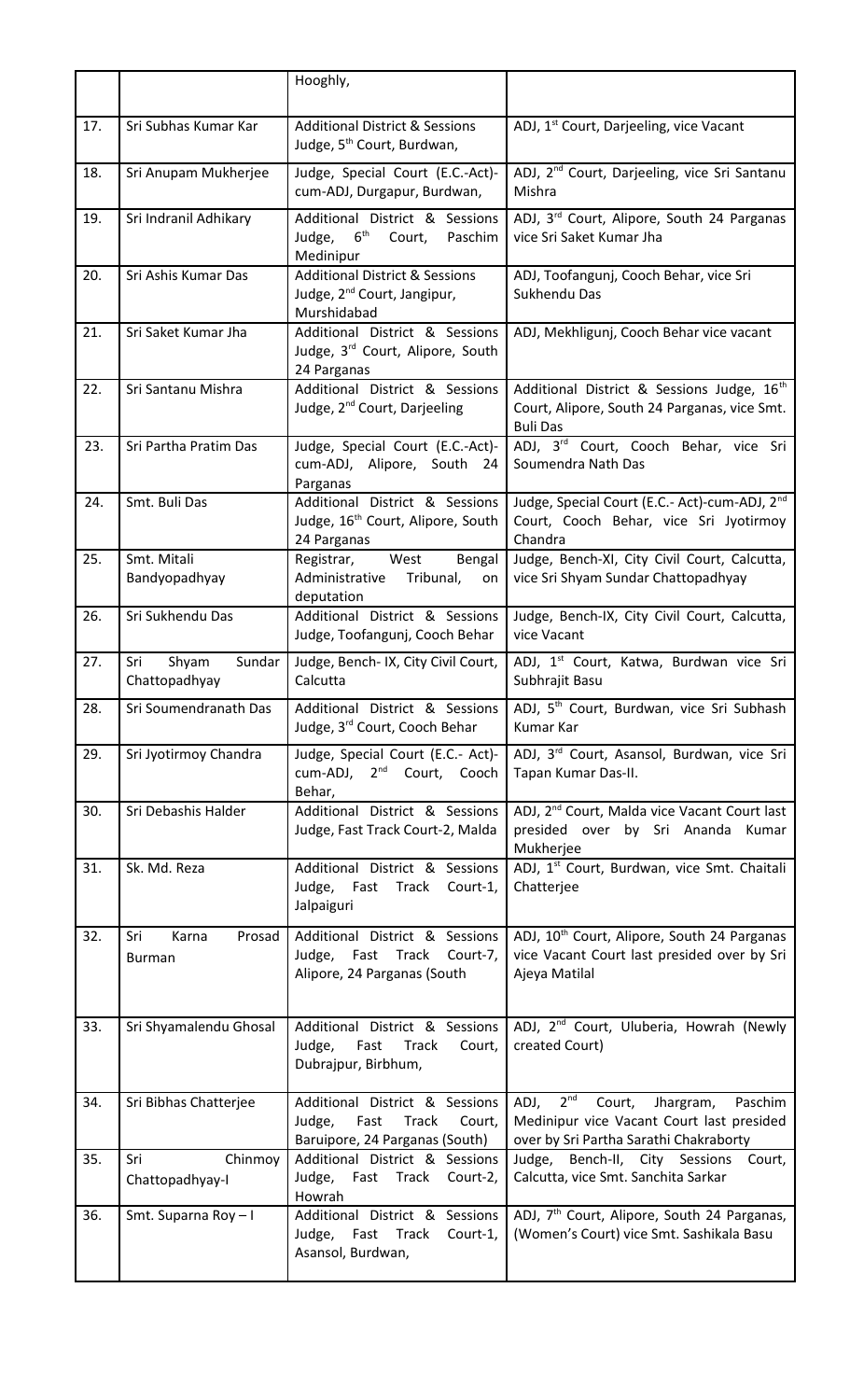|  |  | Hooghly, |  |
|---|---|---|---|
| 17. | Sri Subhas Kumar Kar | Additional District & Sessions Judge, 5th Court, Burdwan, | ADJ, 1st Court, Darjeeling, vice Vacant |
| 18. | Sri Anupam Mukherjee | Judge, Special Court (E.C.-Act)-cum-ADJ, Durgapur, Burdwan, | ADJ, 2nd Court, Darjeeling, vice Sri Santanu Mishra |
| 19. | Sri Indranil Adhikary | Additional District & Sessions Judge, 6th Court, Paschim Medinipur | ADJ, 3rd Court, Alipore, South 24 Parganas vice Sri Saket Kumar Jha |
| 20. | Sri Ashis Kumar Das | Additional District & Sessions Judge, 2nd Court, Jangipur, Murshidabad | ADJ, Toofangunj, Cooch Behar, vice Sri Sukhendu Das |
| 21. | Sri Saket Kumar Jha | Additional District & Sessions Judge, 3rd Court, Alipore, South 24 Parganas | ADJ, Mekhligunj, Cooch Behar vice vacant |
| 22. | Sri Santanu Mishra | Additional District & Sessions Judge, 2nd Court, Darjeeling | Additional District & Sessions Judge, 16th Court, Alipore, South 24 Parganas, vice Smt. Buli Das |
| 23. | Sri Partha Pratim Das | Judge, Special Court (E.C.-Act)-cum-ADJ, Alipore, South 24 Parganas | ADJ, 3rd Court, Cooch Behar, vice Sri Soumendra Nath Das |
| 24. | Smt. Buli Das | Additional District & Sessions Judge, 16th Court, Alipore, South 24 Parganas | Judge, Special Court (E.C.- Act)-cum-ADJ, 2nd Court, Cooch Behar, vice Sri Jyotirmoy Chandra |
| 25. | Smt. Mitali Bandyopadhyay | Registrar, West Bengal Administrative Tribunal, on deputation | Judge, Bench-XI, City Civil Court, Calcutta, vice Sri Shyam Sundar Chattopadhyay |
| 26. | Sri Sukhendu Das | Additional District & Sessions Judge, Toofangunj, Cooch Behar | Judge, Bench-IX, City Civil Court, Calcutta, vice Vacant |
| 27. | Sri Shyam Sundar Chattopadhyay | Judge, Bench- IX, City Civil Court, Calcutta | ADJ, 1st Court, Katwa, Burdwan vice Sri Subhrajit Basu |
| 28. | Sri Soumendranath Das | Additional District & Sessions Judge, 3rd Court, Cooch Behar | ADJ, 5th Court, Burdwan, vice Sri Subhash Kumar Kar |
| 29. | Sri Jyotirmoy Chandra | Judge, Special Court (E.C.- Act)-cum-ADJ, 2nd Court, Cooch Behar, | ADJ, 3rd Court, Asansol, Burdwan, vice Sri Tapan Kumar Das-II. |
| 30. | Sri Debashis Halder | Additional District & Sessions Judge, Fast Track Court-2, Malda | ADJ, 2nd Court, Malda vice Vacant Court last presided over by Sri Ananda Kumar Mukherjee |
| 31. | Sk. Md. Reza | Additional District & Sessions Judge, Fast Track Court-1, Jalpaiguri | ADJ, 1st Court, Burdwan, vice Smt. Chaitali Chatterjee |
| 32. | Sri Karna Prosad Burman | Additional District & Sessions Judge, Fast Track Court-7, Alipore, 24 Parganas (South | ADJ, 10th Court, Alipore, South 24 Parganas vice Vacant Court last presided over by Sri Ajeya Matilal |
| 33. | Sri Shyamalendu Ghosal | Additional District & Sessions Judge, Fast Track Court, Dubrajpur, Birbhum, | ADJ, 2nd Court, Uluberia, Howrah (Newly created Court) |
| 34. | Sri Bibhas Chatterjee | Additional District & Sessions Judge, Fast Track Court, Baruipore, 24 Parganas (South) | ADJ, 2nd Court, Jhargram, Paschim Medinipur vice Vacant Court last presided over by Sri Partha Sarathi Chakraborty |
| 35. | Sri Chinmoy Chattopadhyay-I | Additional District & Sessions Judge, Fast Track Court-2, Howrah | Judge, Bench-II, City Sessions Court, Calcutta, vice Smt. Sanchita Sarkar |
| 36. | Smt. Suparna Roy – I | Additional District & Sessions Judge, Fast Track Court-1, Asansol, Burdwan, | ADJ, 7th Court, Alipore, South 24 Parganas, (Women's Court) vice Smt. Sashikala Basu |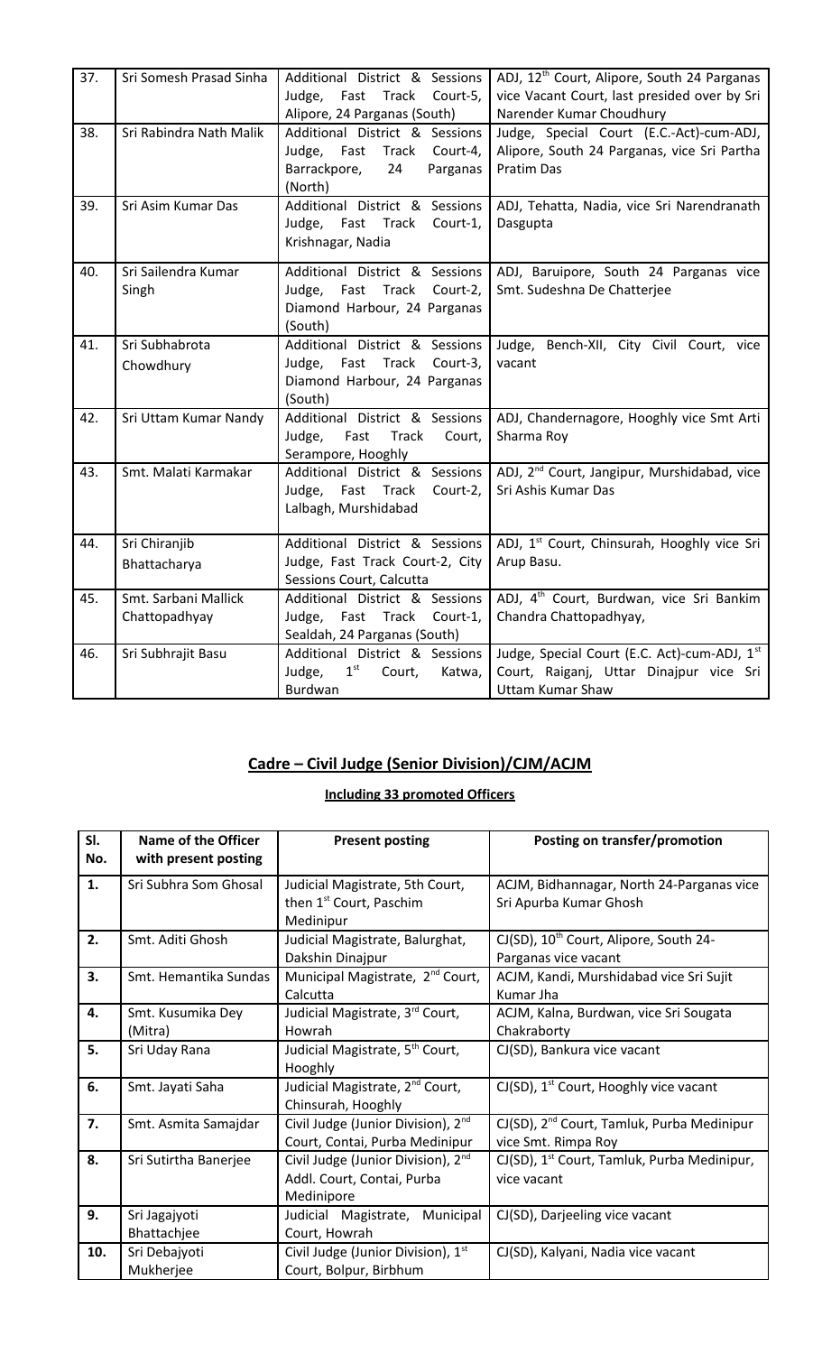| 37. | Sri Somesh Prasad Sinha | Additional District & Sessions Judge, Fast Track Court-5, Alipore, 24 Parganas (South) | ADJ, 12th Court, Alipore, South 24 Parganas vice Vacant Court, last presided over by Sri Narender Kumar Choudhury |
|---|---|---|---|
| 38. | Sri Rabindra Nath Malik | Additional District & Sessions Judge, Fast Track Court-4, Barrackpore, 24 Parganas (North) | Judge, Special Court (E.C.-Act)-cum-ADJ, Alipore, South 24 Parganas, vice Sri Partha Pratim Das |
| 39. | Sri Asim Kumar Das | Additional District & Sessions Judge, Fast Track Court-1, Krishnagar, Nadia | ADJ, Tehatta, Nadia, vice Sri Narendranath Dasgupta |
| 40. | Sri Sailendra Kumar Singh | Additional District & Sessions Judge, Fast Track Court-2, Diamond Harbour, 24 Parganas (South) | ADJ, Baruipore, South 24 Parganas vice Smt. Sudeshna De Chatterjee |
| 41. | Sri Subhabrota Chowdhury | Additional District & Sessions Judge, Fast Track Court-3, Diamond Harbour, 24 Parganas (South) | Judge, Bench-XII, City Civil Court, vice vacant |
| 42. | Sri Uttam Kumar Nandy | Additional District & Sessions Judge, Fast Track Court, Serampore, Hooghly | ADJ, Chandernagore, Hooghly vice Smt Arti Sharma Roy |
| 43. | Smt. Malati Karmakar | Additional District & Sessions Judge, Fast Track Court-2, Lalbagh, Murshidabad | ADJ, 2nd Court, Jangipur, Murshidabad, vice Sri Ashis Kumar Das |
| 44. | Sri Chiranjib Bhattacharya | Additional District & Sessions Judge, Fast Track Court-2, City Sessions Court, Calcutta | ADJ, 1st Court, Chinsurah, Hooghly vice Sri Arup Basu. |
| 45. | Smt. Sarbani Mallick Chattopadhyay | Additional District & Sessions Judge, Fast Track Court-1, Sealdah, 24 Parganas (South) | ADJ, 4th Court, Burdwan, vice Sri Bankim Chandra Chattopadhyay, |
| 46. | Sri Subhrajit Basu | Additional District & Sessions Judge, 1st Court, Katwa, Burdwan | Judge, Special Court (E.C. Act)-cum-ADJ, 1st Court, Raiganj, Uttar Dinajpur vice Sri Uttam Kumar Shaw |

## Cadre – Civil Judge (Senior Division)/CJM/ACJM

### Including 33 promoted Officers

| Sl. No. | Name of the Officer with present posting | Present posting | Posting on transfer/promotion |
|---|---|---|---|
| 1. | Sri Subhra Som Ghosal | Judicial Magistrate, 5th Court, then 1st Court, Paschim Medinipur | ACJM, Bidhannagar, North 24-Parganas vice Sri Apurba Kumar Ghosh |
| 2. | Smt. Aditi Ghosh | Judicial Magistrate, Balurghat, Dakshin Dinajpur | CJ(SD), 10th Court, Alipore, South 24-Parganas vice vacant |
| 3. | Smt. Hemantika Sundas | Municipal Magistrate, 2nd Court, Calcutta | ACJM, Kandi, Murshidabad vice Sri Sujit Kumar Jha |
| 4. | Smt. Kusumika Dey (Mitra) | Judicial Magistrate, 3rd Court, Howrah | ACJM, Kalna, Burdwan, vice Sri Sougata Chakraborty |
| 5. | Sri Uday Rana | Judicial Magistrate, 5th Court, Hooghly | CJ(SD), Bankura vice vacant |
| 6. | Smt. Jayati Saha | Judicial Magistrate, 2nd Court, Chinsurah, Hooghly | CJ(SD), 1st Court, Hooghly vice vacant |
| 7. | Smt. Asmita Samajdar | Civil Judge (Junior Division), 2nd Court, Contai, Purba Medinipur | CJ(SD), 2nd Court, Tamluk, Purba Medinipur vice Smt. Rimpa Roy |
| 8. | Sri Sutirtha Banerjee | Civil Judge (Junior Division), 2nd Addl. Court, Contai, Purba Medinipore | CJ(SD), 1st Court, Tamluk, Purba Medinipur, vice vacant |
| 9. | Sri Jagajyoti Bhattachjee | Judicial Magistrate, Municipal Court, Howrah | CJ(SD), Darjeeling vice vacant |
| 10. | Sri Debajyoti Mukherjee | Civil Judge (Junior Division), 1st Court, Bolpur, Birbhum | CJ(SD), Kalyani, Nadia vice vacant |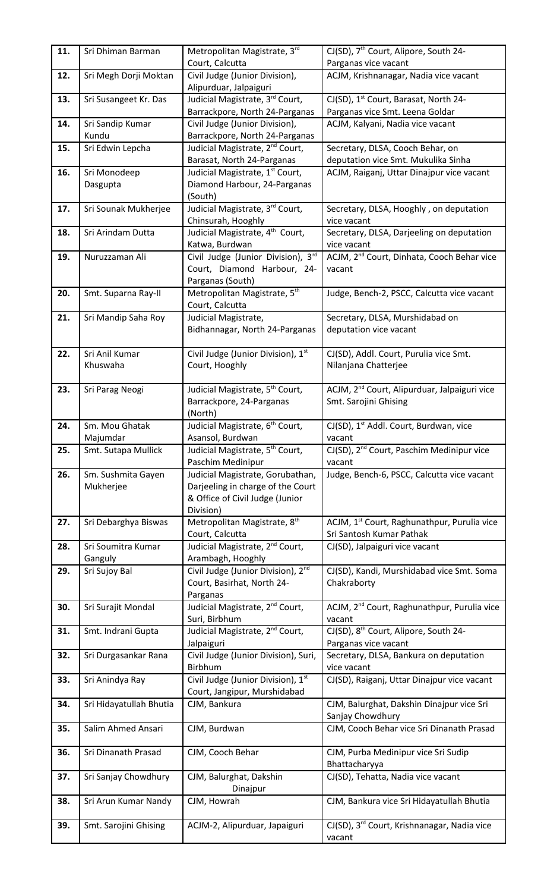| 11. | Sri Dhiman Barman | Metropolitan Magistrate, 3rd Court, Calcutta | CJ(SD), 7th Court, Alipore, South 24-Parganas vice vacant |
|---|---|---|---|
| 12. | Sri Megh Dorji Moktan | Civil Judge (Junior Division), Alipurduar, Jalpaiguri | ACJM, Krishnanagar, Nadia vice vacant |
| 13. | Sri Susangeet Kr. Das | Judicial Magistrate, 3rd Court, Barrackpore, North 24-Parganas | CJ(SD), 1st Court, Barasat, North 24-Parganas vice Smt. Leena Goldar |
| 14. | Sri Sandip Kumar Kundu | Civil Judge (Junior Division), Barrackpore, North 24-Parganas | ACJM, Kalyani, Nadia vice vacant |
| 15. | Sri Edwin Lepcha | Judicial Magistrate, 2nd Court, Barasat, North 24-Parganas | Secretary, DLSA, Cooch Behar, on deputation vice Smt. Mukulika Sinha |
| 16. | Sri Monodeep Dasgupta | Judicial Magistrate, 1st Court, Diamond Harbour, 24-Parganas (South) | ACJM, Raiganj, Uttar Dinajpur vice vacant |
| 17. | Sri Sounak Mukherjee | Judicial Magistrate, 3rd Court, Chinsurah, Hooghly | Secretary, DLSA, Hooghly , on deputation vice vacant |
| 18. | Sri Arindam Dutta | Judicial Magistrate, 4th Court, Katwa, Burdwan | Secretary, DLSA, Darjeeling on deputation vice vacant |
| 19. | Nuruzzaman Ali | Civil Judge (Junior Division), 3rd Court, Diamond Harbour, 24-Parganas (South) | ACJM, 2nd Court, Dinhata, Cooch Behar vice vacant |
| 20. | Smt. Suparna Ray-II | Metropolitan Magistrate, 5th Court, Calcutta | Judge, Bench-2, PSCC, Calcutta vice vacant |
| 21. | Sri Mandip Saha Roy | Judicial Magistrate, Bidhannagar, North 24-Parganas | Secretary, DLSA, Murshidabad on deputation vice vacant |
| 22. | Sri Anil Kumar Khuswaha | Civil Judge (Junior Division), 1st Court, Hooghly | CJ(SD), Addl. Court, Purulia vice Smt. Nilanjana Chatterjee |
| 23. | Sri Parag Neogi | Judicial Magistrate, 5th Court, Barrackpore, 24-Parganas (North) | ACJM, 2nd Court, Alipurduar, Jalpaiguri vice Smt. Sarojini Ghising |
| 24. | Sm. Mou Ghatak Majumdar | Judicial Magistrate, 6th Court, Asansol, Burdwan | CJ(SD), 1st Addl. Court, Burdwan, vice vacant |
| 25. | Smt. Sutapa Mullick | Judicial Magistrate, 5th Court, Paschim Medinipur | CJ(SD), 2nd Court, Paschim Medinipur vice vacant |
| 26. | Sm. Sushmita Gayen Mukherjee | Judicial Magistrate, Gorubathan, Darjeeling in charge of the Court & Office of Civil Judge (Junior Division) | Judge, Bench-6, PSCC, Calcutta vice vacant |
| 27. | Sri Debarghya Biswas | Metropolitan Magistrate, 8th Court, Calcutta | ACJM, 1st Court, Raghunathpur, Purulia vice Sri Santosh Kumar Pathak |
| 28. | Sri Soumitra Kumar Ganguly | Judicial Magistrate, 2nd Court, Arambagh, Hooghly | CJ(SD), Jalpaiguri vice vacant |
| 29. | Sri Sujoy Bal | Civil Judge (Junior Division), 2nd Court, Basirhat, North 24-Parganas | CJ(SD), Kandi, Murshidabad vice Smt. Soma Chakraborty |
| 30. | Sri Surajit Mondal | Judicial Magistrate, 2nd Court, Suri, Birbhum | ACJM, 2nd Court, Raghunathpur, Purulia vice vacant |
| 31. | Smt. Indrani Gupta | Judicial Magistrate, 2nd Court, Jalpaiguri | CJ(SD), 8th Court, Alipore, South 24-Parganas vice vacant |
| 32. | Sri Durgasankar Rana | Civil Judge (Junior Division), Suri, Birbhum | Secretary, DLSA, Bankura on deputation vice vacant |
| 33. | Sri Anindya Ray | Civil Judge (Junior Division), 1st Court, Jangipur, Murshidabad | CJ(SD), Raiganj, Uttar Dinajpur vice vacant |
| 34. | Sri Hidayatullah Bhutia | CJM, Bankura | CJM, Balurghat, Dakshin Dinajpur vice Sri Sanjay Chowdhury |
| 35. | Salim Ahmed Ansari | CJM, Burdwan | CJM, Cooch Behar vice Sri Dinanath Prasad |
| 36. | Sri Dinanath Prasad | CJM, Cooch Behar | CJM, Purba Medinipur vice Sri Sudip Bhattacharyya |
| 37. | Sri Sanjay Chowdhury | CJM, Balurghat, Dakshin Dinajpur | CJ(SD), Tehatta, Nadia vice vacant |
| 38. | Sri Arun Kumar Nandy | CJM, Howrah | CJM, Bankura vice Sri Hidayatullah Bhutia |
| 39. | Smt. Sarojini Ghising | ACJM-2, Alipurduar, Japaiguri | CJ(SD), 3rd Court, Krishnanagar, Nadia vice vacant |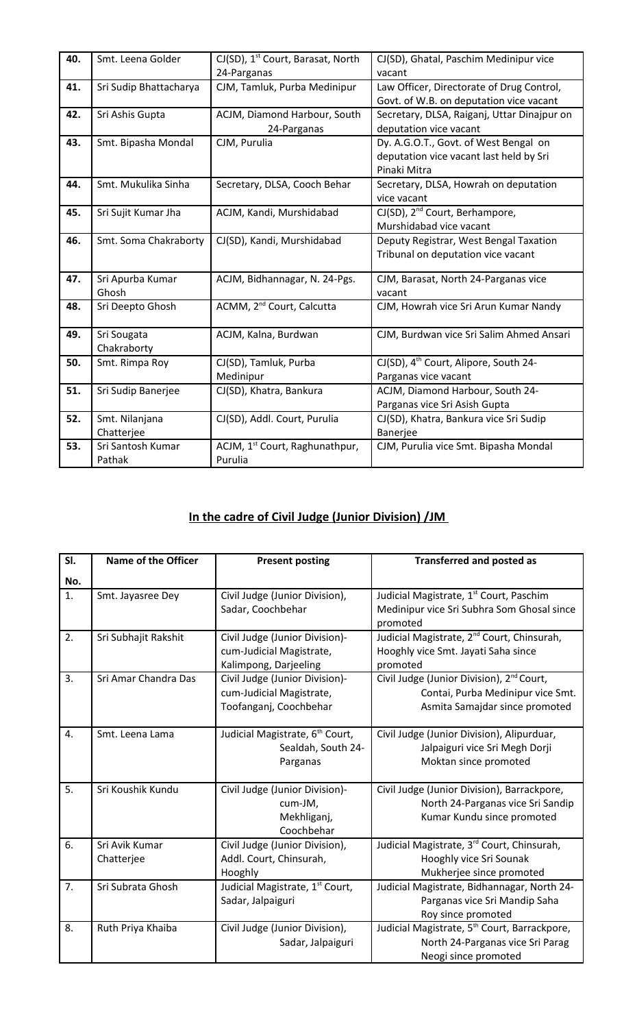| 40. | Smt. Leena Golder | CJ(SD), 1st Court, Barasat, North 24-Parganas | CJ(SD), Ghatal, Paschim Medinipur vice vacant |
|---|---|---|---|
| 41. | Sri Sudip Bhattacharya | CJM, Tamluk, Purba Medinipur | Law Officer, Directorate of Drug Control, Govt. of W.B. on deputation vice vacant |
| 42. | Sri Ashis Gupta | ACJM, Diamond Harbour, South 24-Parganas | Secretary, DLSA, Raiganj, Uttar Dinajpur on deputation vice vacant |
| 43. | Smt. Bipasha Mondal | CJM, Purulia | Dy. A.G.O.T., Govt. of West Bengal on deputation vice vacant last held by Sri Pinaki Mitra |
| 44. | Smt. Mukulika Sinha | Secretary, DLSA, Cooch Behar | Secretary, DLSA, Howrah on deputation vice vacant |
| 45. | Sri Sujit Kumar Jha | ACJM, Kandi, Murshidabad | CJ(SD), 2nd Court, Berhampore, Murshidabad vice vacant |
| 46. | Smt. Soma Chakraborty | CJ(SD), Kandi, Murshidabad | Deputy Registrar, West Bengal Taxation Tribunal on deputation vice vacant |
| 47. | Sri Apurba Kumar Ghosh | ACJM, Bidhannagar, N. 24-Pgs. | CJM, Barasat, North 24-Parganas vice vacant |
| 48. | Sri Deepto Ghosh | ACMM, 2nd Court, Calcutta | CJM, Howrah vice Sri Arun Kumar Nandy |
| 49. | Sri Sougata Chakraborty | ACJM, Kalna, Burdwan | CJM, Burdwan vice Sri Salim Ahmed Ansari |
| 50. | Smt. Rimpa Roy | CJ(SD), Tamluk, Purba Medinipur | CJ(SD), 4th Court, Alipore, South 24-Parganas vice vacant |
| 51. | Sri Sudip Banerjee | CJ(SD), Khatra, Bankura | ACJM, Diamond Harbour, South 24-Parganas vice Sri Asish Gupta |
| 52. | Smt. Nilanjana Chatterjee | CJ(SD), Addl. Court, Purulia | CJ(SD), Khatra, Bankura vice Sri Sudip Banerjee |
| 53. | Sri Santosh Kumar Pathak | ACJM, 1st Court, Raghunathpur, Purulia | CJM, Purulia vice Smt. Bipasha Mondal |

## In the cadre of Civil Judge (Junior Division) /JM

| Sl. No. | Name of the Officer | Present posting | Transferred and posted as |
|---|---|---|---|
| 1. | Smt. Jayasree Dey | Civil Judge (Junior Division), Sadar, Coochbehar | Judicial Magistrate, 1st Court, Paschim Medinipur vice Sri Subhra Som Ghosal since promoted |
| 2. | Sri Subhajit Rakshit | Civil Judge (Junior Division)-cum-Judicial Magistrate, Kalimpong, Darjeeling | Judicial Magistrate, 2nd Court, Chinsurah, Hooghly vice Smt. Jayati Saha since promoted |
| 3. | Sri Amar Chandra Das | Civil Judge (Junior Division)-cum-Judicial Magistrate, Toofanganj, Coochbehar | Civil Judge (Junior Division), 2nd Court, Contai, Purba Medinipur vice Smt. Asmita Samajdar since promoted |
| 4. | Smt. Leena Lama | Judicial Magistrate, 6th Court, Sealdah, South 24-Parganas | Civil Judge (Junior Division), Alipurduar, Jalpaiguri vice Sri Megh Dorji Moktan since promoted |
| 5. | Sri Koushik Kundu | Civil Judge (Junior Division)-cum-JM, Mekhliganj, Coochbehar | Civil Judge (Junior Division), Barrackpore, North 24-Parganas vice Sri Sandip Kumar Kundu since promoted |
| 6. | Sri Avik Kumar Chatterjee | Civil Judge (Junior Division), Addl. Court, Chinsurah, Hooghly | Judicial Magistrate, 3rd Court, Chinsurah, Hooghly vice Sri Sounak Mukherjee since promoted |
| 7. | Sri Subrata Ghosh | Judicial Magistrate, 1st Court, Sadar, Jalpaiguri | Judicial Magistrate, Bidhannagar, North 24-Parganas vice Sri Mandip Saha Roy since promoted |
| 8. | Ruth Priya Khaiba | Civil Judge (Junior Division), Sadar, Jalpaiguri | Judicial Magistrate, 5th Court, Barrackpore, North 24-Parganas vice Sri Parag Neogi since promoted |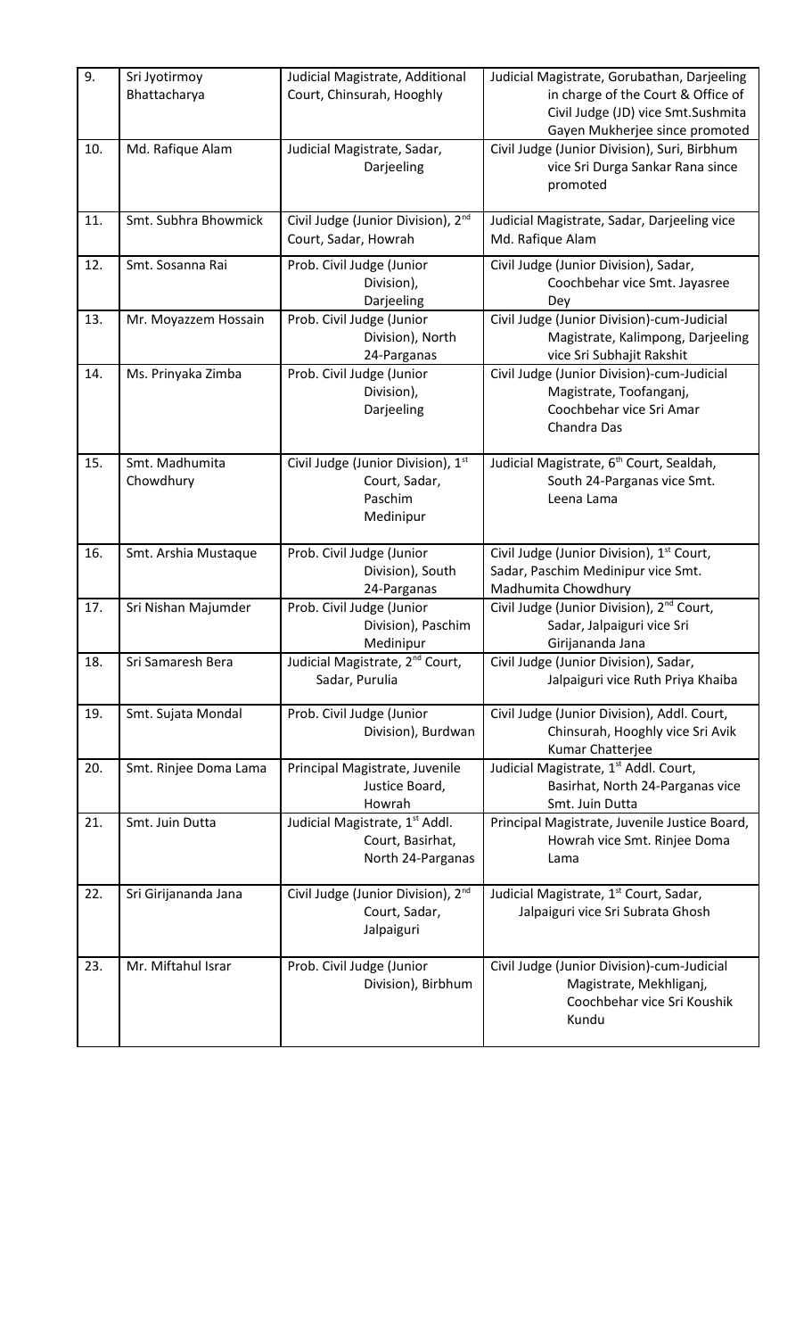| | | | |
|---|---|---|---|
| 9. | Sri Jyotirmoy Bhattacharya | Judicial Magistrate, Additional Court, Chinsurah, Hooghly | Judicial Magistrate, Gorubathan, Darjeeling in charge of the Court & Office of Civil Judge (JD) vice Smt.Sushmita Gayen Mukherjee since promoted |
| 10. | Md. Rafique Alam | Judicial Magistrate, Sadar, Darjeeling | Civil Judge (Junior Division), Suri, Birbhum vice Sri Durga Sankar Rana since promoted |
| 11. | Smt. Subhra Bhowmick | Civil Judge (Junior Division), 2nd Court, Sadar, Howrah | Judicial Magistrate, Sadar, Darjeeling vice Md. Rafique Alam |
| 12. | Smt. Sosanna Rai | Prob. Civil Judge (Junior Division), Darjeeling | Civil Judge (Junior Division), Sadar, Coochbehar vice Smt. Jayasree Dey |
| 13. | Mr. Moyazzem Hossain | Prob. Civil Judge (Junior Division), North 24-Parganas | Civil Judge (Junior Division)-cum-Judicial Magistrate, Kalimpong, Darjeeling vice Sri Subhajit Rakshit |
| 14. | Ms. Prinyaka Zimba | Prob. Civil Judge (Junior Division), Darjeeling | Civil Judge (Junior Division)-cum-Judicial Magistrate, Toofanganj, Coochbehar vice Sri Amar Chandra Das |
| 15. | Smt. Madhumita Chowdhury | Civil Judge (Junior Division), 1st Court, Sadar, Paschim Medinipur | Judicial Magistrate, 6th Court, Sealdah, South 24-Parganas vice Smt. Leena Lama |
| 16. | Smt. Arshia Mustaque | Prob. Civil Judge (Junior Division), South 24-Parganas | Civil Judge (Junior Division), 1st Court, Sadar, Paschim Medinipur vice Smt. Madhumita Chowdhury |
| 17. | Sri Nishan Majumder | Prob. Civil Judge (Junior Division), Paschim Medinipur | Civil Judge (Junior Division), 2nd Court, Sadar, Jalpaiguri vice Sri Girijananda Jana |
| 18. | Sri Samaresh Bera | Judicial Magistrate, 2nd Court, Sadar, Purulia | Civil Judge (Junior Division), Sadar, Jalpaiguri vice Ruth Priya Khaiba |
| 19. | Smt. Sujata Mondal | Prob. Civil Judge (Junior Division), Burdwan | Civil Judge (Junior Division), Addl. Court, Chinsurah, Hooghly vice Sri Avik Kumar Chatterjee |
| 20. | Smt. Rinjee Doma Lama | Principal Magistrate, Juvenile Justice Board, Howrah | Judicial Magistrate, 1st Addl. Court, Basirhat, North 24-Parganas vice Smt. Juin Dutta |
| 21. | Smt. Juin Dutta | Judicial Magistrate, 1st Addl. Court, Basirhat, North 24-Parganas | Principal Magistrate, Juvenile Justice Board, Howrah vice Smt. Rinjee Doma Lama |
| 22. | Sri Girijananda Jana | Civil Judge (Junior Division), 2nd Court, Sadar, Jalpaiguri | Judicial Magistrate, 1st Court, Sadar, Jalpaiguri vice Sri Subrata Ghosh |
| 23. | Mr. Miftahul Israr | Prob. Civil Judge (Junior Division), Birbhum | Civil Judge (Junior Division)-cum-Judicial Magistrate, Mekhliganj, Coochbehar vice Sri Koushik Kundu |